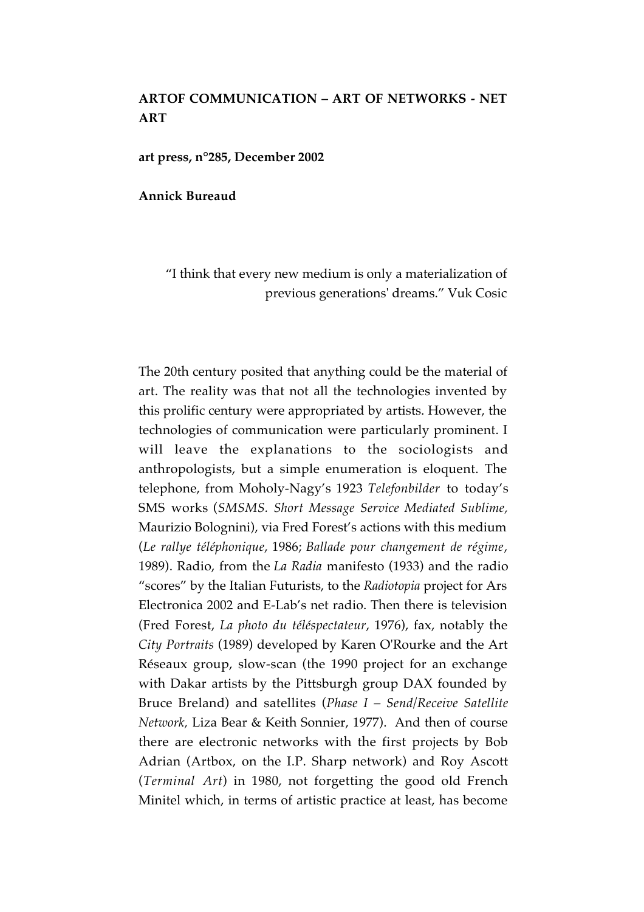# ARTOF COMMUNICATION – ART OF NETWORKS - NET ART

**art press, n°285, December 2002**

**Annick Bureaud**

> "I think that every new medium is only a materialization of previous generations' dreams." Vuk Cosic

The 20th century posited that anything could be the material of art. The reality was that not all the technologies invented by this prolific century were appropriated by artists. However, the technologies of communication were particularly prominent. I will leave the explanations to the sociologists and anthropologists, but a simple enumeration is eloquent. The telephone, from Moholy-Nagy's 1923 *Telefonbilder* to today's SMS works (*SMSMS. Short Message Service Mediated Sublime,* Maurizio Bolognini), via Fred Forest's actions with this medium (*Le rallye téléphonique*, 1986; *Ballade pour changement de régime*, 1989). Radio, from the *La Radia* manifesto (1933) and the radio "scores" by the Italian Futurists, to the *Radiotopia* project for Ars Electronica 2002 and E-Lab's net radio. Then there is television (Fred Forest, *La photo du téléspectateur*, 1976), fax, notably the *City Portraits* (1989) developed by Karen O'Rourke and the Art Réseaux group, slow-scan (the 1990 project for an exchange with Dakar artists by the Pittsburgh group DAX founded by Bruce Breland) and satellites (*Phase I – Send/Receive Satellite Network,* Liza Bear & Keith Sonnier, 1977). And then of course there are electronic networks with the first projects by Bob Adrian (Artbox, on the I.P. Sharp network) and Roy Ascott (*Terminal Art*) in 1980, not forgetting the good old French Minitel which, in terms of artistic practice at least, has become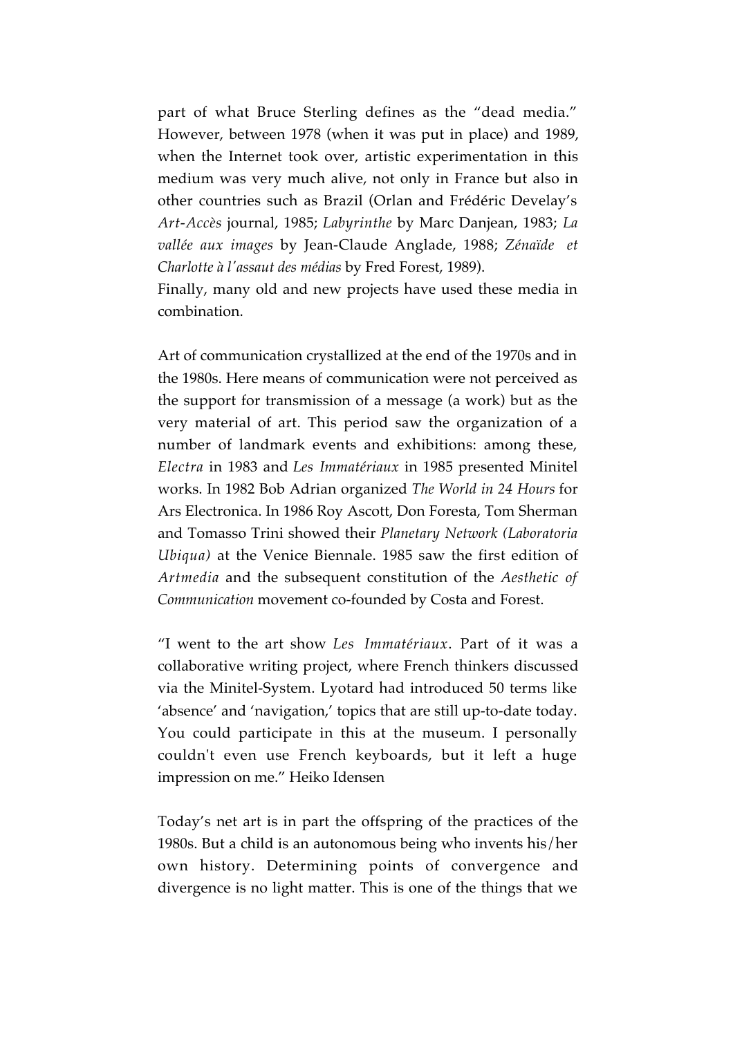part of what Bruce Sterling defines as the "dead media." However, between 1978 (when it was put in place) and 1989, when the Internet took over, artistic experimentation in this medium was very much alive, not only in France but also in other countries such as Brazil (Orlan and Frédéric Develay's *Art-Accès* journal, 1985; *Labyrinthe* by Marc Danjean, 1983; *La vallée aux images* by Jean-Claude Anglade, 1988; *Zénaïde et Charlotte à l'assaut des médias* by Fred Forest, 1989).
Finally, many old and new projects have used these media in combination.

Art of communication crystallized at the end of the 1970s and in the 1980s. Here means of communication were not perceived as the support for transmission of a message (a work) but as the very material of art. This period saw the organization of a number of landmark events and exhibitions: among these, *Electra* in 1983 and *Les Immatériaux* in 1985 presented Minitel works. In 1982 Bob Adrian organized *The World in 24 Hours* for Ars Electronica. In 1986 Roy Ascott, Don Foresta, Tom Sherman and Tomasso Trini showed their *Planetary Network (Laboratoria Ubiqua)* at the Venice Biennale. 1985 saw the first edition of *Artmedia* and the subsequent constitution of the *Aesthetic of Communication* movement co-founded by Costa and Forest.

"I went to the art show *Les Immatériaux*. Part of it was a collaborative writing project, where French thinkers discussed via the Minitel-System. Lyotard had introduced 50 terms like 'absence' and 'navigation,' topics that are still up-to-date today. You could participate in this at the museum. I personally couldn't even use French keyboards, but it left a huge impression on me." Heiko Idensen

Today's net art is in part the offspring of the practices of the 1980s. But a child is an autonomous being who invents his/her own history. Determining points of convergence and divergence is no light matter. This is one of the things that we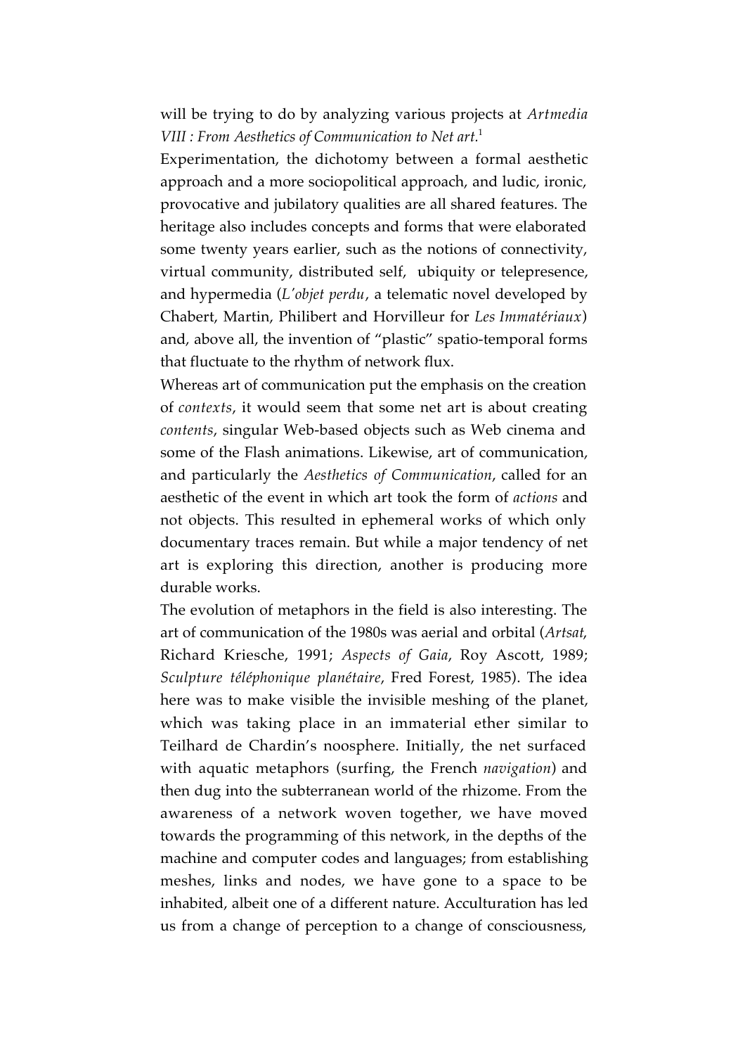will be trying to do by analyzing various projects at *Artmedia VIII : From Aesthetics of Communication to Net art.*[1]

Experimentation, the dichotomy between a formal aesthetic approach and a more sociopolitical approach, and ludic, ironic, provocative and jubilatory qualities are all shared features. The heritage also includes concepts and forms that were elaborated some twenty years earlier, such as the notions of connectivity, virtual community, distributed self, ubiquity or telepresence, and hypermedia (*L'objet perdu*, a telematic novel developed by Chabert, Martin, Philibert and Horvilleur for *Les Immatériaux*) and, above all, the invention of "plastic" spatio-temporal forms that fluctuate to the rhythm of network flux.

Whereas art of communication put the emphasis on the creation of *contexts*, it would seem that some net art is about creating *contents*, singular Web-based objects such as Web cinema and some of the Flash animations. Likewise, art of communication, and particularly the *Aesthetics of Communication*, called for an aesthetic of the event in which art took the form of *actions* and not objects. This resulted in ephemeral works of which only documentary traces remain. But while a major tendency of net art is exploring this direction, another is producing more durable works.

The evolution of metaphors in the field is also interesting. The art of communication of the 1980s was aerial and orbital (*Artsat*, Richard Kriesche, 1991; *Aspects of Gaia*, Roy Ascott, 1989; *Sculpture téléphonique planétaire*, Fred Forest, 1985). The idea here was to make visible the invisible meshing of the planet, which was taking place in an immaterial ether similar to Teilhard de Chardin's noosphere. Initially, the net surfaced with aquatic metaphors (surfing, the French *navigation*) and then dug into the subterranean world of the rhizome. From the awareness of a network woven together, we have moved towards the programming of this network, in the depths of the machine and computer codes and languages; from establishing meshes, links and nodes, we have gone to a space to be inhabited, albeit one of a different nature. Acculturation has led us from a change of perception to a change of consciousness,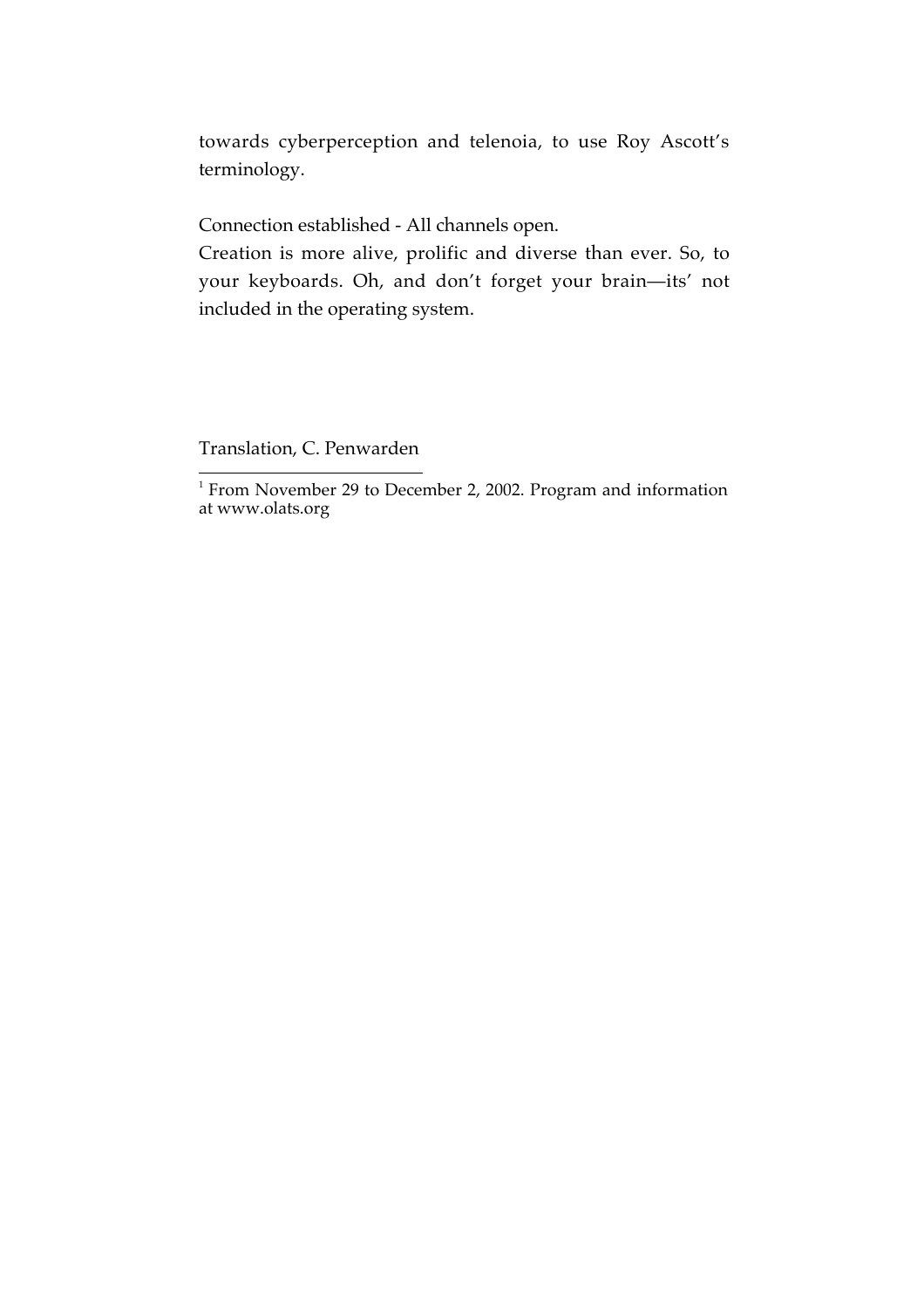towards cyberperception and telenoia, to use Roy Ascott's terminology.

Connection established - All channels open.
Creation is more alive, prolific and diverse than ever. So, to your keyboards. Oh, and don't forget your brain—its' not included in the operating system.

Translation, C. Penwarden

---

[1] From November 29 to December 2, 2002. Program and information at www.olats.org